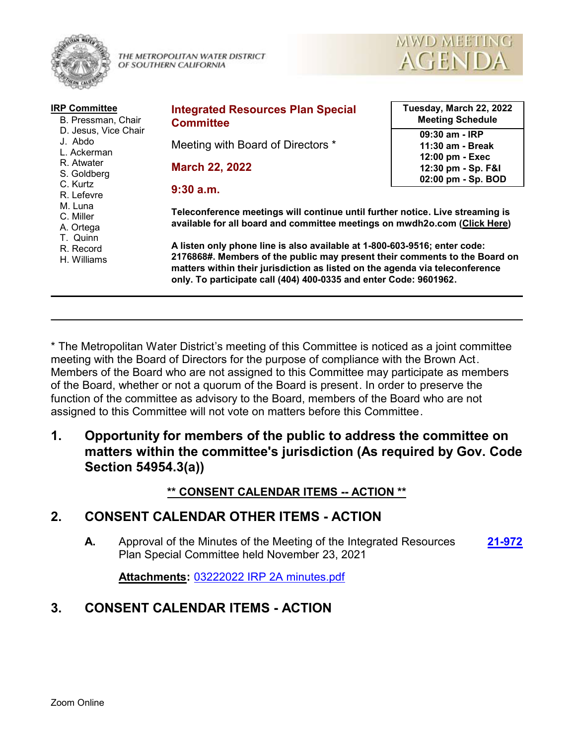THE METROPOLITAN WATER DISTRICT OF SOUTHERN CALIFORNIA

# MWD MEETING AGENDA

**IRP Committee**

B. Pressman, Chair
D. Jesus, Vice Chair
J. Abdo
L. Ackerman
R. Atwater
S. Goldberg
C. Kurtz
R. Lefevre
M. Luna
C. Miller
A. Ortega
T. Quinn
R. Record
H. Williams

## Integrated Resources Plan Special Committee

Meeting with Board of Directors *

**March 22, 2022**

**9:30 a.m.**

| Tuesday, March 22, 2022 Meeting Schedule |
|---|
| 09:30 am - IRP |
| 11:30 am - Break |
| 12:00 pm - Exec |
| 12:30 pm - Sp. F&I |
| 02:00 pm - Sp. BOD |

**Teleconference meetings will continue until further notice. Live streaming is available for all board and committee meetings on mwdh2o.com (Click Here)**

**A listen only phone line is also available at 1-800-603-9516; enter code: 2176868#. Members of the public may present their comments to the Board on matters within their jurisdiction as listed on the agenda via teleconference only. To participate call (404) 400-0335 and enter Code: 9601962.**

---

* The Metropolitan Water District's meeting of this Committee is noticed as a joint committee meeting with the Board of Directors for the purpose of compliance with the Brown Act. Members of the Board who are not assigned to this Committee may participate as members of the Board, whether or not a quorum of the Board is present. In order to preserve the function of the committee as advisory to the Board, members of the Board who are not assigned to this Committee will not vote on matters before this Committee.

## 1. Opportunity for members of the public to address the committee on matters within the committee's jurisdiction (As required by Gov. Code Section 54954.3(a))

**** CONSENT CALENDAR ITEMS -- ACTION ****

## 2. CONSENT CALENDAR OTHER ITEMS - ACTION

**A.** Approval of the Minutes of the Meeting of the Integrated Resources Plan Special Committee held November 23, 2021 — **21-972**

**Attachments:** 03222022 IRP 2A minutes.pdf

## 3. CONSENT CALENDAR ITEMS - ACTION

Zoom Online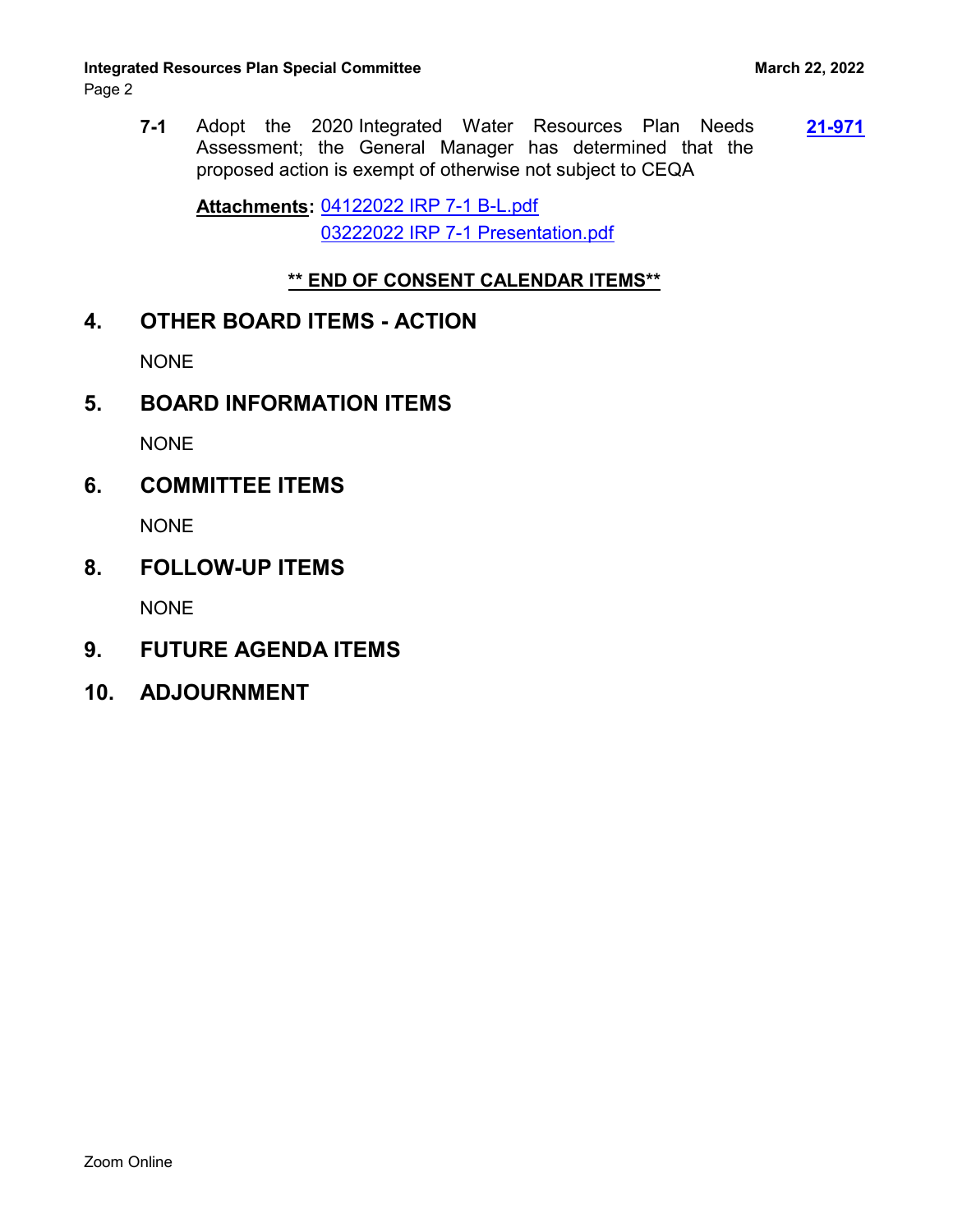**7-1** Adopt the 2020 Integrated Water Resources Plan Needs Assessment; the General Manager has determined that the proposed action is exempt of otherwise not subject to CEQA **21-971**

**Attachments:** 04122022 IRP 7-1 B-L.pdf
03222022 IRP 7-1 Presentation.pdf

**** END OF CONSENT CALENDAR ITEMS****

## 4. OTHER BOARD ITEMS - ACTION

NONE

## 5. BOARD INFORMATION ITEMS

NONE

## 6. COMMITTEE ITEMS

NONE

## 8. FOLLOW-UP ITEMS

NONE

## 9. FUTURE AGENDA ITEMS

## 10. ADJOURNMENT

Zoom Online